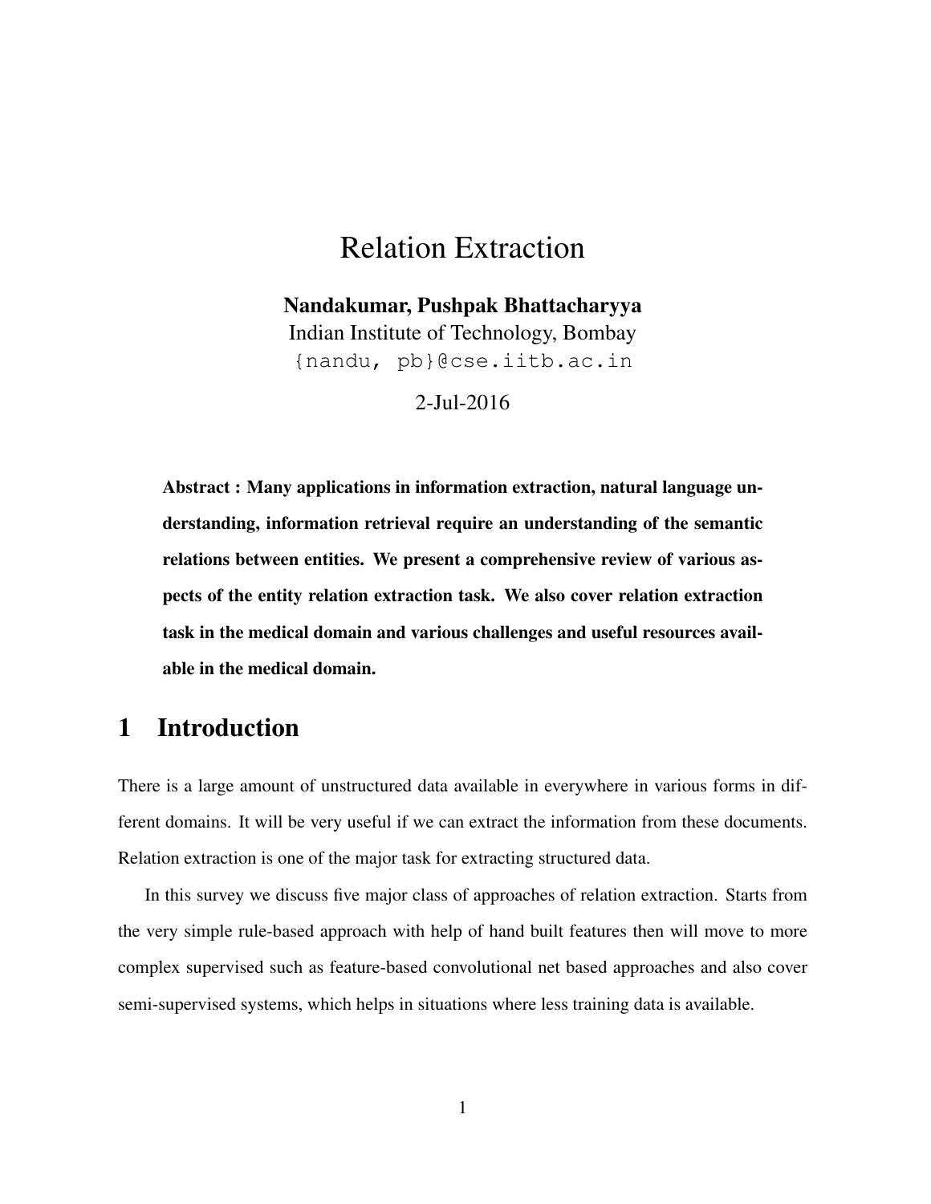# Relation Extraction

**Nandakumar, Pushpak Bhattacharyya**
Indian Institute of Technology, Bombay
{nandu, pb}@cse.iitb.ac.in

2-Jul-2016

**Abstract : Many applications in information extraction, natural language understanding, information retrieval require an understanding of the semantic relations between entities. We present a comprehensive review of various aspects of the entity relation extraction task. We also cover relation extraction task in the medical domain and various challenges and useful resources available in the medical domain.**

## 1 Introduction

There is a large amount of unstructured data available in everywhere in various forms in different domains. It will be very useful if we can extract the information from these documents. Relation extraction is one of the major task for extracting structured data.

In this survey we discuss five major class of approaches of relation extraction. Starts from the very simple rule-based approach with help of hand built features then will move to more complex supervised such as feature-based convolutional net based approaches and also cover semi-supervised systems, which helps in situations where less training data is available.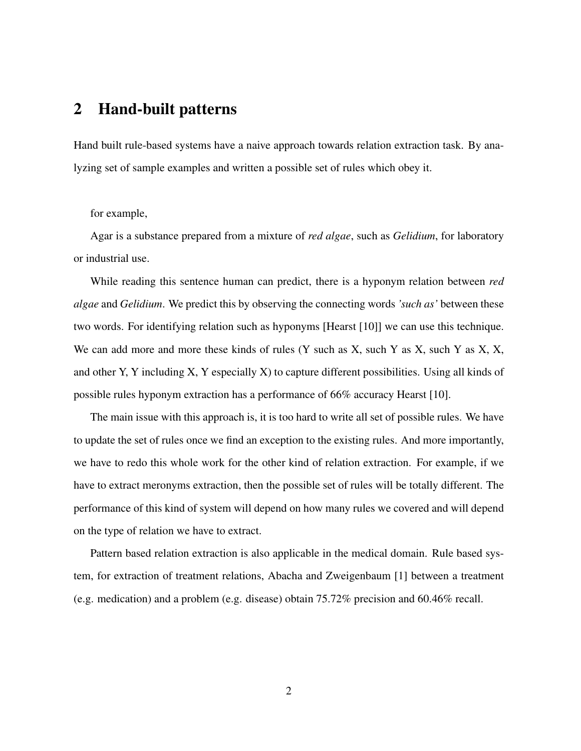## 2 Hand-built patterns

Hand built rule-based systems have a naive approach towards relation extraction task. By analyzing set of sample examples and written a possible set of rules which obey it.

for example,

Agar is a substance prepared from a mixture of *red algae*, such as *Gelidium*, for laboratory or industrial use.

While reading this sentence human can predict, there is a hyponym relation between *red algae* and *Gelidium*. We predict this by observing the connecting words *'such as'* between these two words. For identifying relation such as hyponyms [Hearst [10]] we can use this technique. We can add more and more these kinds of rules (Y such as X, such Y as X, such Y as X, X, and other Y, Y including X, Y especially X) to capture different possibilities. Using all kinds of possible rules hyponym extraction has a performance of 66% accuracy Hearst [10].

The main issue with this approach is, it is too hard to write all set of possible rules. We have to update the set of rules once we find an exception to the existing rules. And more importantly, we have to redo this whole work for the other kind of relation extraction. For example, if we have to extract meronyms extraction, then the possible set of rules will be totally different. The performance of this kind of system will depend on how many rules we covered and will depend on the type of relation we have to extract.

Pattern based relation extraction is also applicable in the medical domain. Rule based system, for extraction of treatment relations, Abacha and Zweigenbaum [1] between a treatment (e.g. medication) and a problem (e.g. disease) obtain 75.72% precision and 60.46% recall.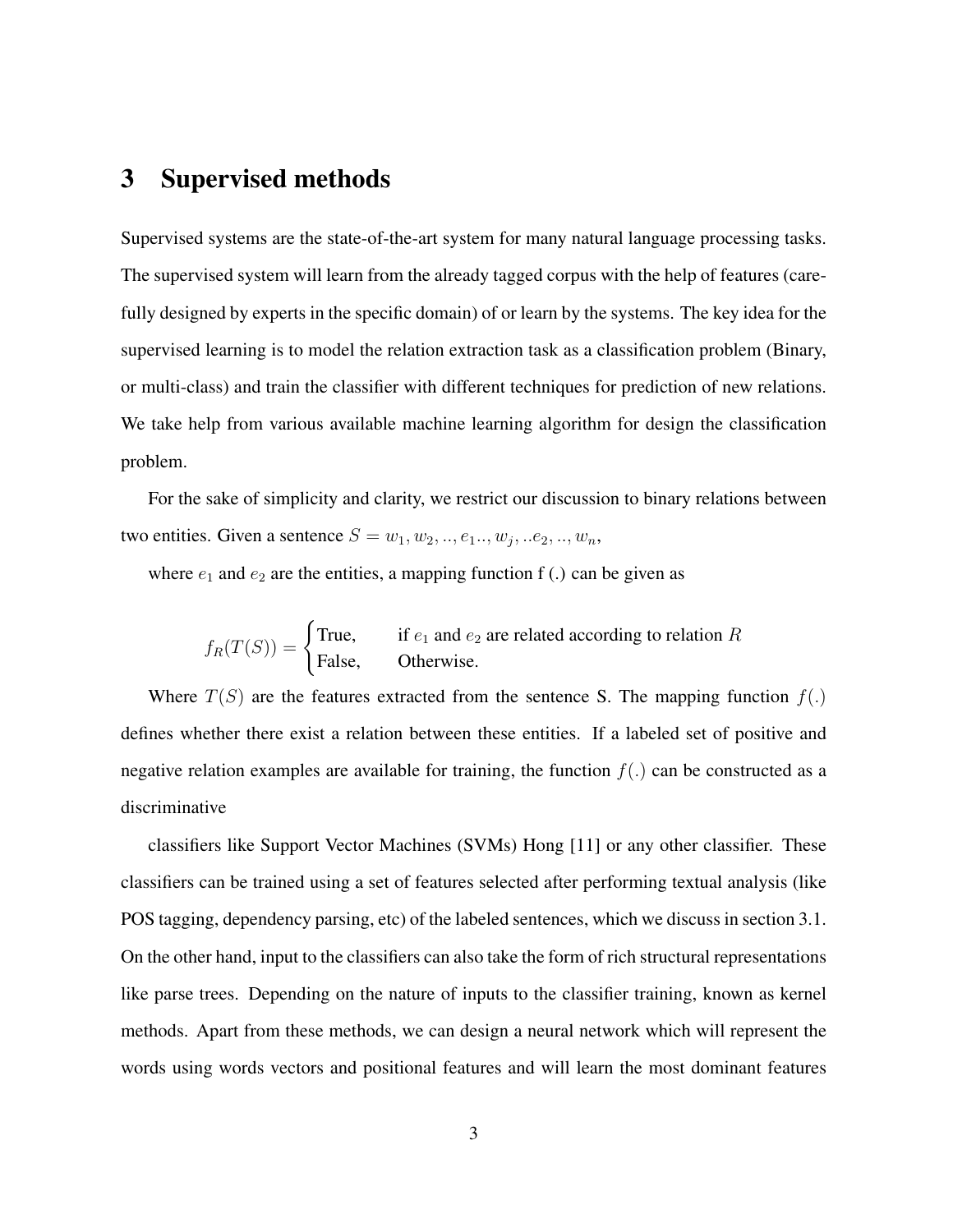# 3 Supervised methods

Supervised systems are the state-of-the-art system for many natural language processing tasks. The supervised system will learn from the already tagged corpus with the help of features (carefully designed by experts in the specific domain) of or learn by the systems. The key idea for the supervised learning is to model the relation extraction task as a classification problem (Binary, or multi-class) and train the classifier with different techniques for prediction of new relations. We take help from various available machine learning algorithm for design the classification problem.

For the sake of simplicity and clarity, we restrict our discussion to binary relations between two entities. Given a sentence $S = w_1, w_2, .., e_1.., w_j, ..e_2, .., w_n$,

where $e_1$ and $e_2$ are the entities, a mapping function f (.) can be given as

$$f_R(T(S)) = \begin{cases} \text{True}, & \text{if } e_1 \text{ and } e_2 \text{ are related according to relation } R \\ \text{False}, & \text{Otherwise.} \end{cases}$$

Where $T(S)$ are the features extracted from the sentence S. The mapping function $f(.)$ defines whether there exist a relation between these entities. If a labeled set of positive and negative relation examples are available for training, the function $f(.)$ can be constructed as a discriminative

classifiers like Support Vector Machines (SVMs) Hong [11] or any other classifier. These classifiers can be trained using a set of features selected after performing textual analysis (like POS tagging, dependency parsing, etc) of the labeled sentences, which we discuss in section 3.1. On the other hand, input to the classifiers can also take the form of rich structural representations like parse trees. Depending on the nature of inputs to the classifier training, known as kernel methods. Apart from these methods, we can design a neural network which will represent the words using words vectors and positional features and will learn the most dominant features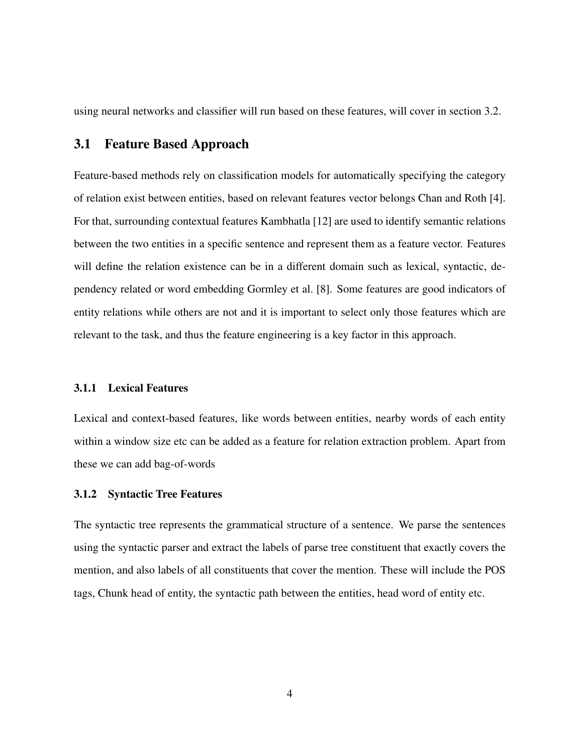using neural networks and classifier will run based on these features, will cover in section 3.2.

## 3.1 Feature Based Approach

Feature-based methods rely on classification models for automatically specifying the category of relation exist between entities, based on relevant features vector belongs Chan and Roth [4]. For that, surrounding contextual features Kambhatla [12] are used to identify semantic relations between the two entities in a specific sentence and represent them as a feature vector. Features will define the relation existence can be in a different domain such as lexical, syntactic, dependency related or word embedding Gormley et al. [8]. Some features are good indicators of entity relations while others are not and it is important to select only those features which are relevant to the task, and thus the feature engineering is a key factor in this approach.

### 3.1.1 Lexical Features

Lexical and context-based features, like words between entities, nearby words of each entity within a window size etc can be added as a feature for relation extraction problem. Apart from these we can add bag-of-words

### 3.1.2 Syntactic Tree Features

The syntactic tree represents the grammatical structure of a sentence. We parse the sentences using the syntactic parser and extract the labels of parse tree constituent that exactly covers the mention, and also labels of all constituents that cover the mention. These will include the POS tags, Chunk head of entity, the syntactic path between the entities, head word of entity etc.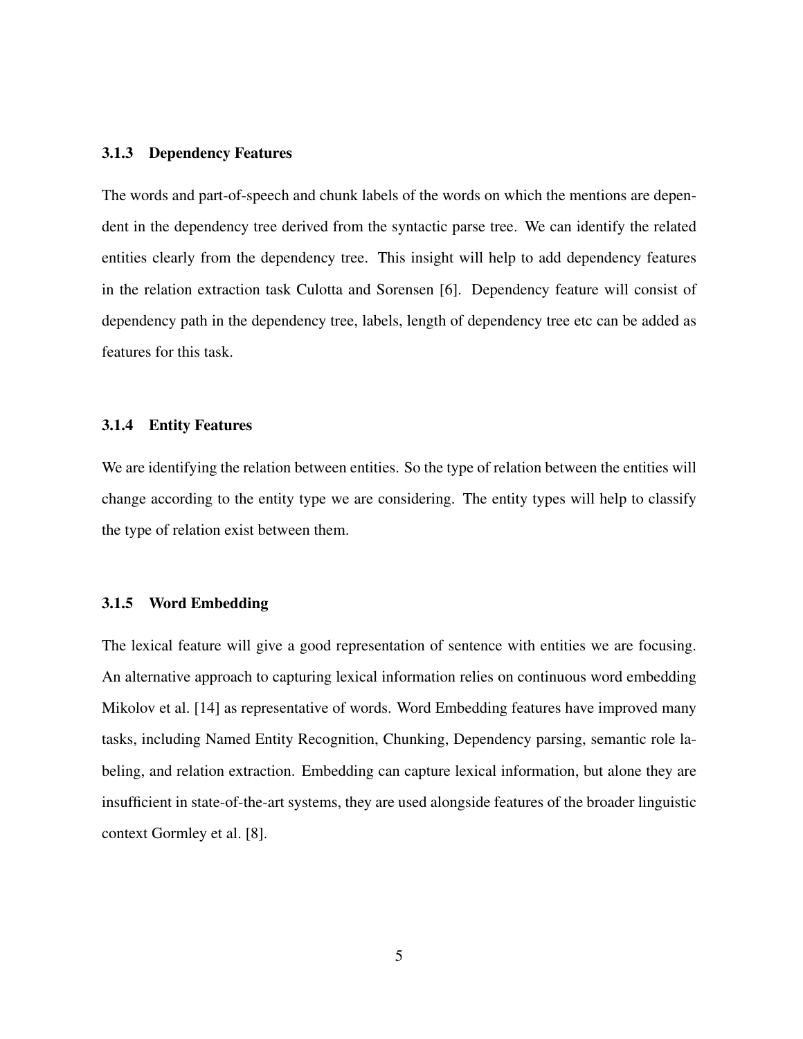### 3.1.3 Dependency Features

The words and part-of-speech and chunk labels of the words on which the mentions are dependent in the dependency tree derived from the syntactic parse tree. We can identify the related entities clearly from the dependency tree. This insight will help to add dependency features in the relation extraction task Culotta and Sorensen [6]. Dependency feature will consist of dependency path in the dependency tree, labels, length of dependency tree etc can be added as features for this task.

### 3.1.4 Entity Features

We are identifying the relation between entities. So the type of relation between the entities will change according to the entity type we are considering. The entity types will help to classify the type of relation exist between them.

### 3.1.5 Word Embedding

The lexical feature will give a good representation of sentence with entities we are focusing. An alternative approach to capturing lexical information relies on continuous word embedding Mikolov et al. [14] as representative of words. Word Embedding features have improved many tasks, including Named Entity Recognition, Chunking, Dependency parsing, semantic role labeling, and relation extraction. Embedding can capture lexical information, but alone they are insufficient in state-of-the-art systems, they are used alongside features of the broader linguistic context Gormley et al. [8].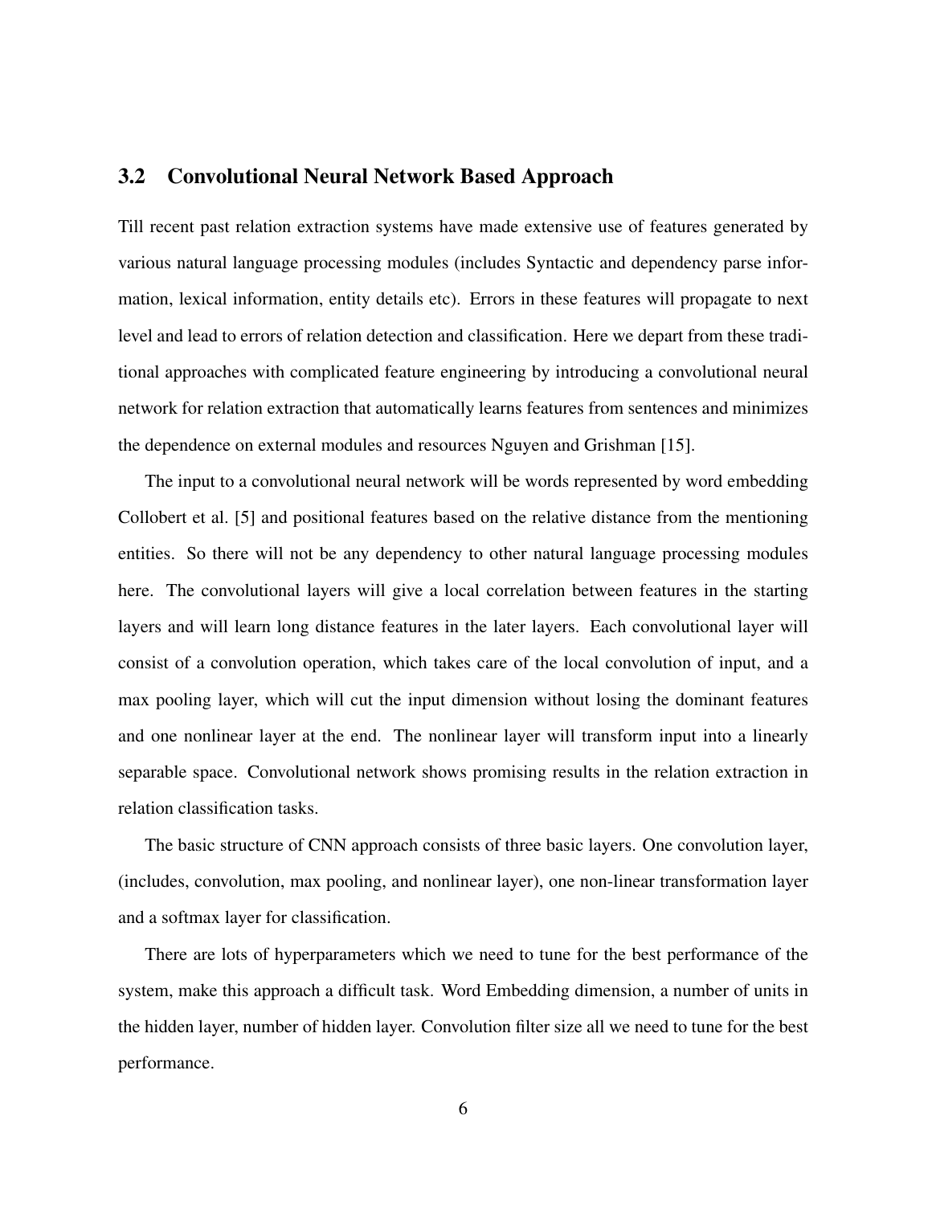## 3.2 Convolutional Neural Network Based Approach

Till recent past relation extraction systems have made extensive use of features generated by various natural language processing modules (includes Syntactic and dependency parse information, lexical information, entity details etc). Errors in these features will propagate to next level and lead to errors of relation detection and classification. Here we depart from these traditional approaches with complicated feature engineering by introducing a convolutional neural network for relation extraction that automatically learns features from sentences and minimizes the dependence on external modules and resources Nguyen and Grishman [15].

The input to a convolutional neural network will be words represented by word embedding Collobert et al. [5] and positional features based on the relative distance from the mentioning entities. So there will not be any dependency to other natural language processing modules here. The convolutional layers will give a local correlation between features in the starting layers and will learn long distance features in the later layers. Each convolutional layer will consist of a convolution operation, which takes care of the local convolution of input, and a max pooling layer, which will cut the input dimension without losing the dominant features and one nonlinear layer at the end. The nonlinear layer will transform input into a linearly separable space. Convolutional network shows promising results in the relation extraction in relation classification tasks.

The basic structure of CNN approach consists of three basic layers. One convolution layer, (includes, convolution, max pooling, and nonlinear layer), one non-linear transformation layer and a softmax layer for classification.

There are lots of hyperparameters which we need to tune for the best performance of the system, make this approach a difficult task. Word Embedding dimension, a number of units in the hidden layer, number of hidden layer. Convolution filter size all we need to tune for the best performance.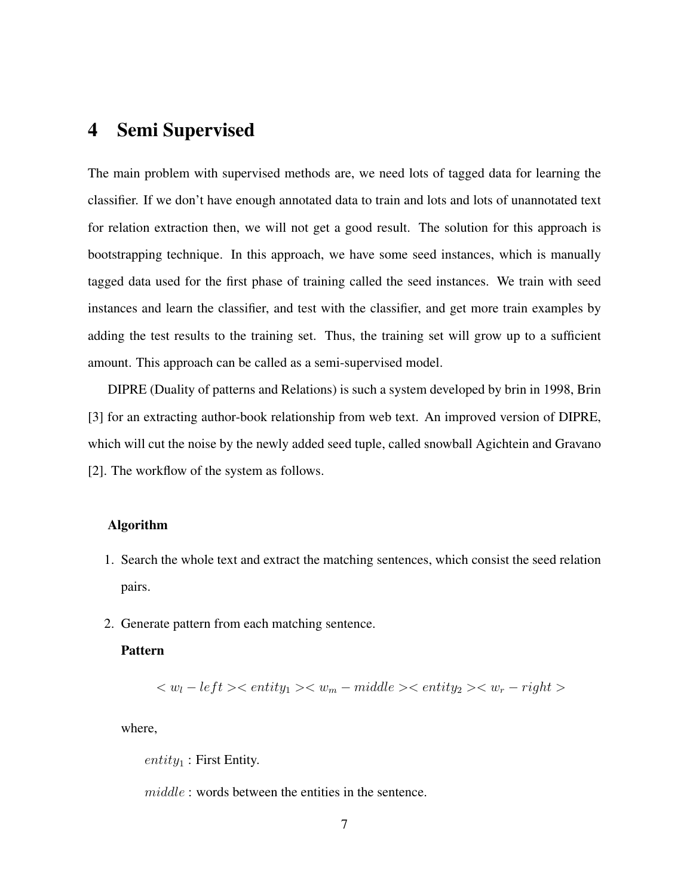# 4 Semi Supervised

The main problem with supervised methods are, we need lots of tagged data for learning the classifier. If we don't have enough annotated data to train and lots and lots of unannotated text for relation extraction then, we will not get a good result. The solution for this approach is bootstrapping technique. In this approach, we have some seed instances, which is manually tagged data used for the first phase of training called the seed instances. We train with seed instances and learn the classifier, and test with the classifier, and get more train examples by adding the test results to the training set. Thus, the training set will grow up to a sufficient amount. This approach can be called as a semi-supervised model.

DIPRE (Duality of patterns and Relations) is such a system developed by brin in 1998, Brin [3] for an extracting author-book relationship from web text. An improved version of DIPRE, which will cut the noise by the newly added seed tuple, called snowball Agichtein and Gravano [2]. The workflow of the system as follows.

**Algorithm**

1. Search the whole text and extract the matching sentences, which consist the seed relation pairs.
2. Generate pattern from each matching sentence.

   **Pattern**

   $$< w_l - left >< entity_1 >< w_m - middle >< entity_2 >< w_r - right >$$

   where,

   $entity_1$ : First Entity.

   $middle$ : words between the entities in the sentence.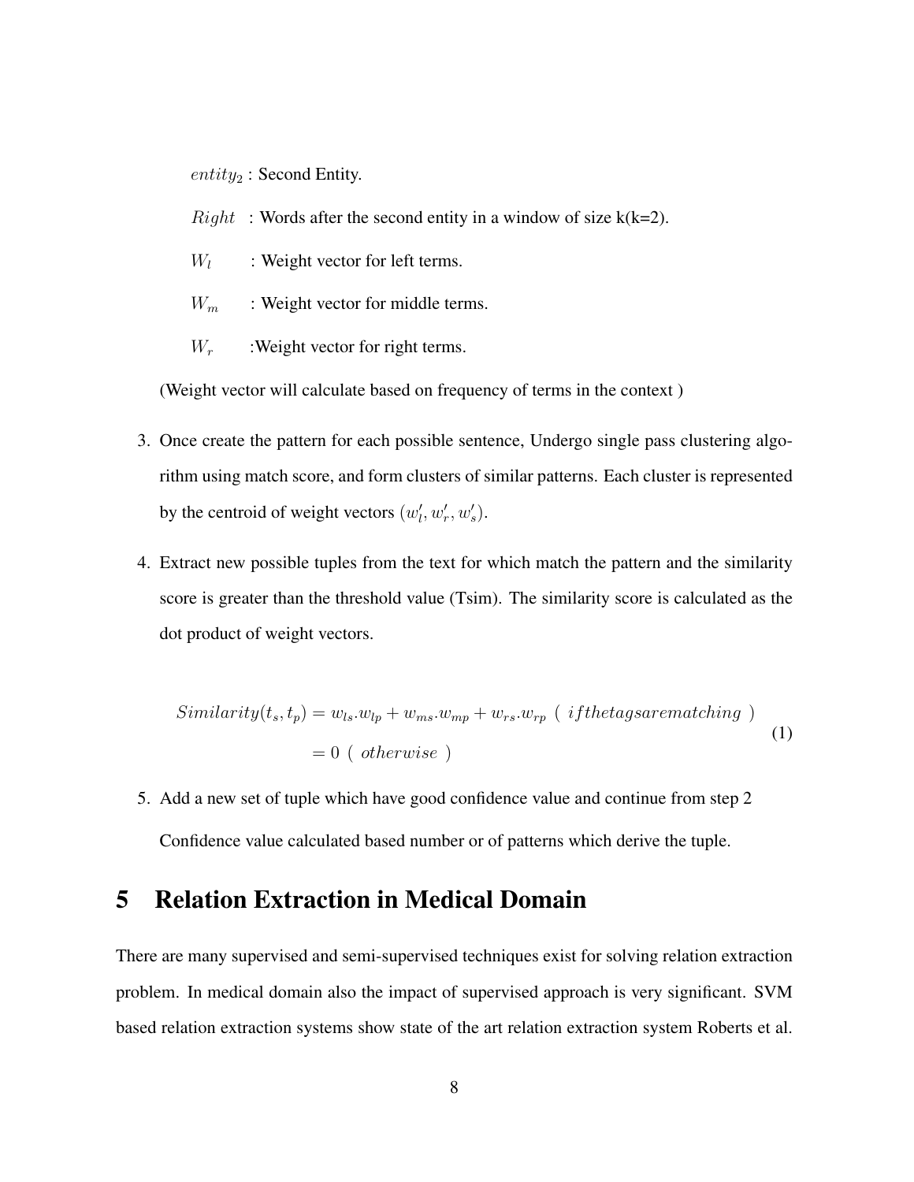$entity_2$ : Second Entity.

$Right$ : Words after the second entity in a window of size k(k=2).

$W_l$ : Weight vector for left terms.

$W_m$ : Weight vector for middle terms.

$W_r$ :Weight vector for right terms.

(Weight vector will calculate based on frequency of terms in the context )

3. Once create the pattern for each possible sentence, Undergo single pass clustering algorithm using match score, and form clusters of similar patterns. Each cluster is represented by the centroid of weight vectors $(w'_l, w'_r, w'_s)$.

4. Extract new possible tuples from the text for which match the pattern and the similarity score is greater than the threshold value (Tsim). The similarity score is calculated as the dot product of weight vectors.

$$
\begin{aligned}
Similarity(t_s, t_p) &= w_{ls}.w_{lp} + w_{ms}.w_{mp} + w_{rs}.w_{rp} \;\; (\;\; if the tags are matching \;\;) \\
&= 0 \;\; (\;\; otherwise \;\;)
\end{aligned}
\tag{1}
$$

5. Add a new set of tuple which have good confidence value and continue from step 2

   Confidence value calculated based number or of patterns which derive the tuple.

# 5 Relation Extraction in Medical Domain

There are many supervised and semi-supervised techniques exist for solving relation extraction problem. In medical domain also the impact of supervised approach is very significant. SVM based relation extraction systems show state of the art relation extraction system Roberts et al.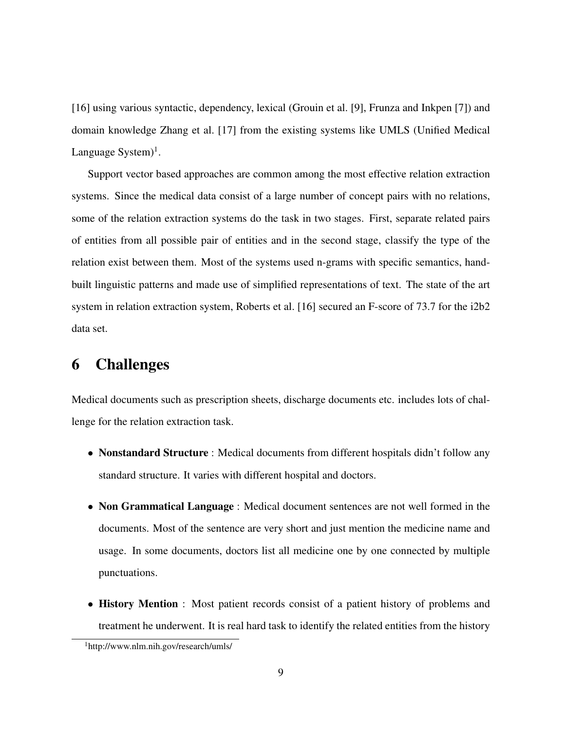[16] using various syntactic, dependency, lexical (Grouin et al. [9], Frunza and Inkpen [7]) and domain knowledge Zhang et al. [17] from the existing systems like UMLS (Unified Medical Language System)[1].

Support vector based approaches are common among the most effective relation extraction systems. Since the medical data consist of a large number of concept pairs with no relations, some of the relation extraction systems do the task in two stages. First, separate related pairs of entities from all possible pair of entities and in the second stage, classify the type of the relation exist between them. Most of the systems used n-grams with specific semantics, hand-built linguistic patterns and made use of simplified representations of text. The state of the art system in relation extraction system, Roberts et al. [16] secured an F-score of 73.7 for the i2b2 data set.

# 6 Challenges

Medical documents such as prescription sheets, discharge documents etc. includes lots of challenge for the relation extraction task.

- **Nonstandard Structure** : Medical documents from different hospitals didn't follow any standard structure. It varies with different hospital and doctors.
- **Non Grammatical Language** : Medical document sentences are not well formed in the documents. Most of the sentence are very short and just mention the medicine name and usage. In some documents, doctors list all medicine one by one connected by multiple punctuations.
- **History Mention** : Most patient records consist of a patient history of problems and treatment he underwent. It is real hard task to identify the related entities from the history

[1] http://www.nlm.nih.gov/research/umls/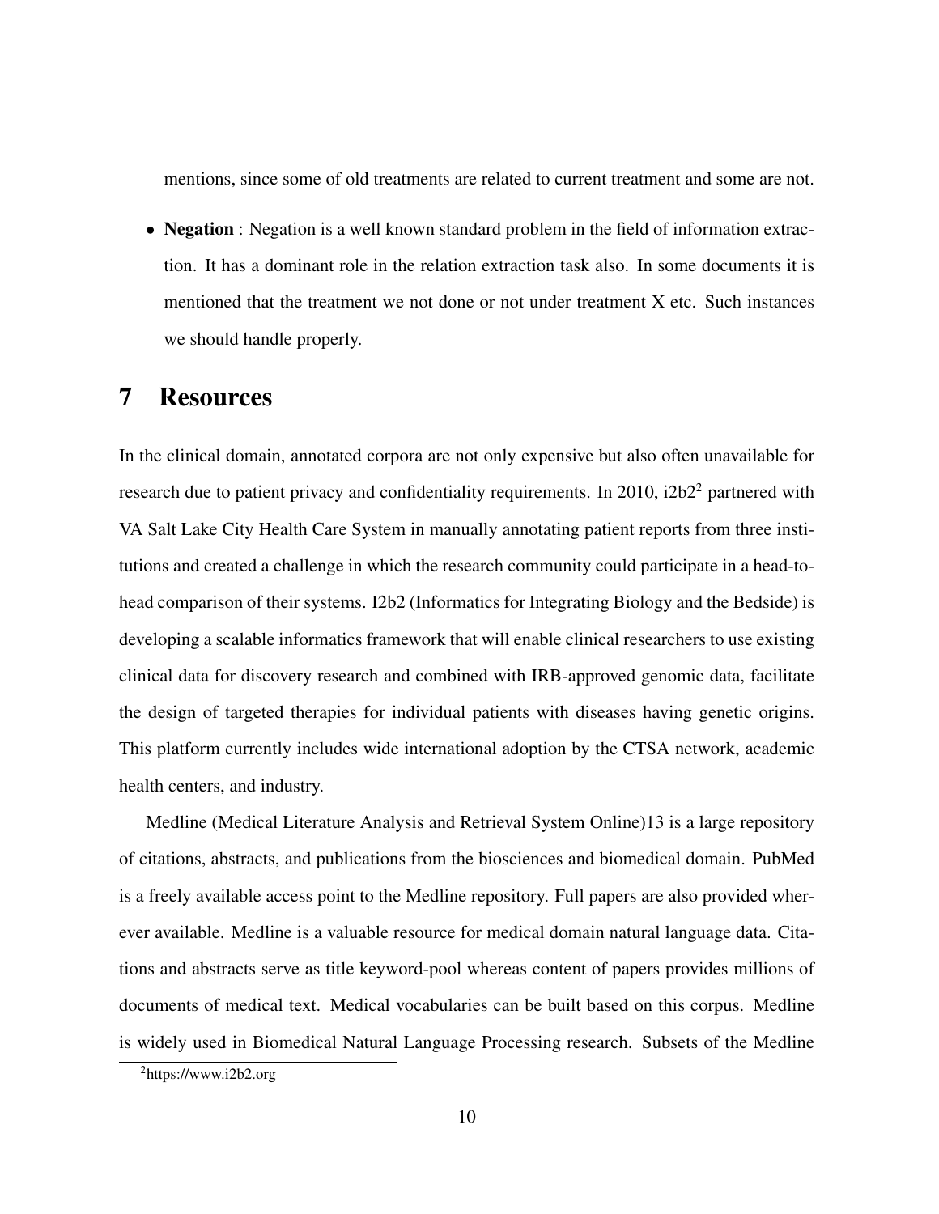mentions, since some of old treatments are related to current treatment and some are not.

- **Negation** : Negation is a well known standard problem in the field of information extraction. It has a dominant role in the relation extraction task also. In some documents it is mentioned that the treatment we not done or not under treatment X etc. Such instances we should handle properly.

# 7 Resources

In the clinical domain, annotated corpora are not only expensive but also often unavailable for research due to patient privacy and confidentiality requirements. In 2010, i2b2[2] partnered with VA Salt Lake City Health Care System in manually annotating patient reports from three institutions and created a challenge in which the research community could participate in a head-to-head comparison of their systems. I2b2 (Informatics for Integrating Biology and the Bedside) is developing a scalable informatics framework that will enable clinical researchers to use existing clinical data for discovery research and combined with IRB-approved genomic data, facilitate the design of targeted therapies for individual patients with diseases having genetic origins. This platform currently includes wide international adoption by the CTSA network, academic health centers, and industry.

Medline (Medical Literature Analysis and Retrieval System Online)13 is a large repository of citations, abstracts, and publications from the biosciences and biomedical domain. PubMed is a freely available access point to the Medline repository. Full papers are also provided wherever available. Medline is a valuable resource for medical domain natural language data. Citations and abstracts serve as title keyword-pool whereas content of papers provides millions of documents of medical text. Medical vocabularies can be built based on this corpus. Medline is widely used in Biomedical Natural Language Processing research. Subsets of the Medline

[2]https://www.i2b2.org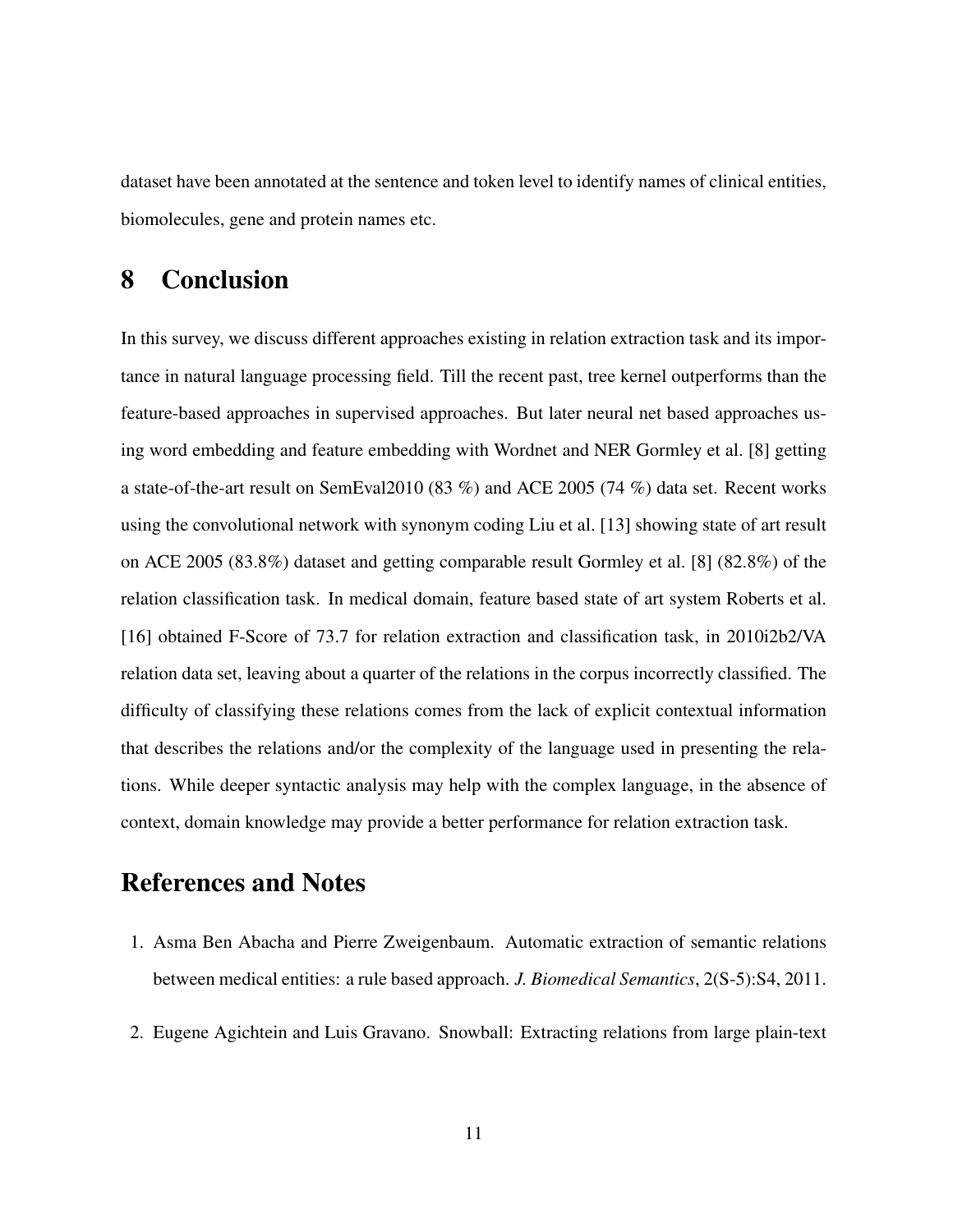dataset have been annotated at the sentence and token level to identify names of clinical entities, biomolecules, gene and protein names etc.

# 8 Conclusion

In this survey, we discuss different approaches existing in relation extraction task and its importance in natural language processing field. Till the recent past, tree kernel outperforms than the feature-based approaches in supervised approaches. But later neural net based approaches using word embedding and feature embedding with Wordnet and NER Gormley et al. [8] getting a state-of-the-art result on SemEval2010 (83 %) and ACE 2005 (74 %) data set. Recent works using the convolutional network with synonym coding Liu et al. [13] showing state of art result on ACE 2005 (83.8%) dataset and getting comparable result Gormley et al. [8] (82.8%) of the relation classification task. In medical domain, feature based state of art system Roberts et al. [16] obtained F-Score of 73.7 for relation extraction and classification task, in 2010i2b2/VA relation data set, leaving about a quarter of the relations in the corpus incorrectly classified. The difficulty of classifying these relations comes from the lack of explicit contextual information that describes the relations and/or the complexity of the language used in presenting the relations. While deeper syntactic analysis may help with the complex language, in the absence of context, domain knowledge may provide a better performance for relation extraction task.

# References and Notes

1. Asma Ben Abacha and Pierre Zweigenbaum. Automatic extraction of semantic relations between medical entities: a rule based approach. *J. Biomedical Semantics*, 2(S-5):S4, 2011.

2. Eugene Agichtein and Luis Gravano. Snowball: Extracting relations from large plain-text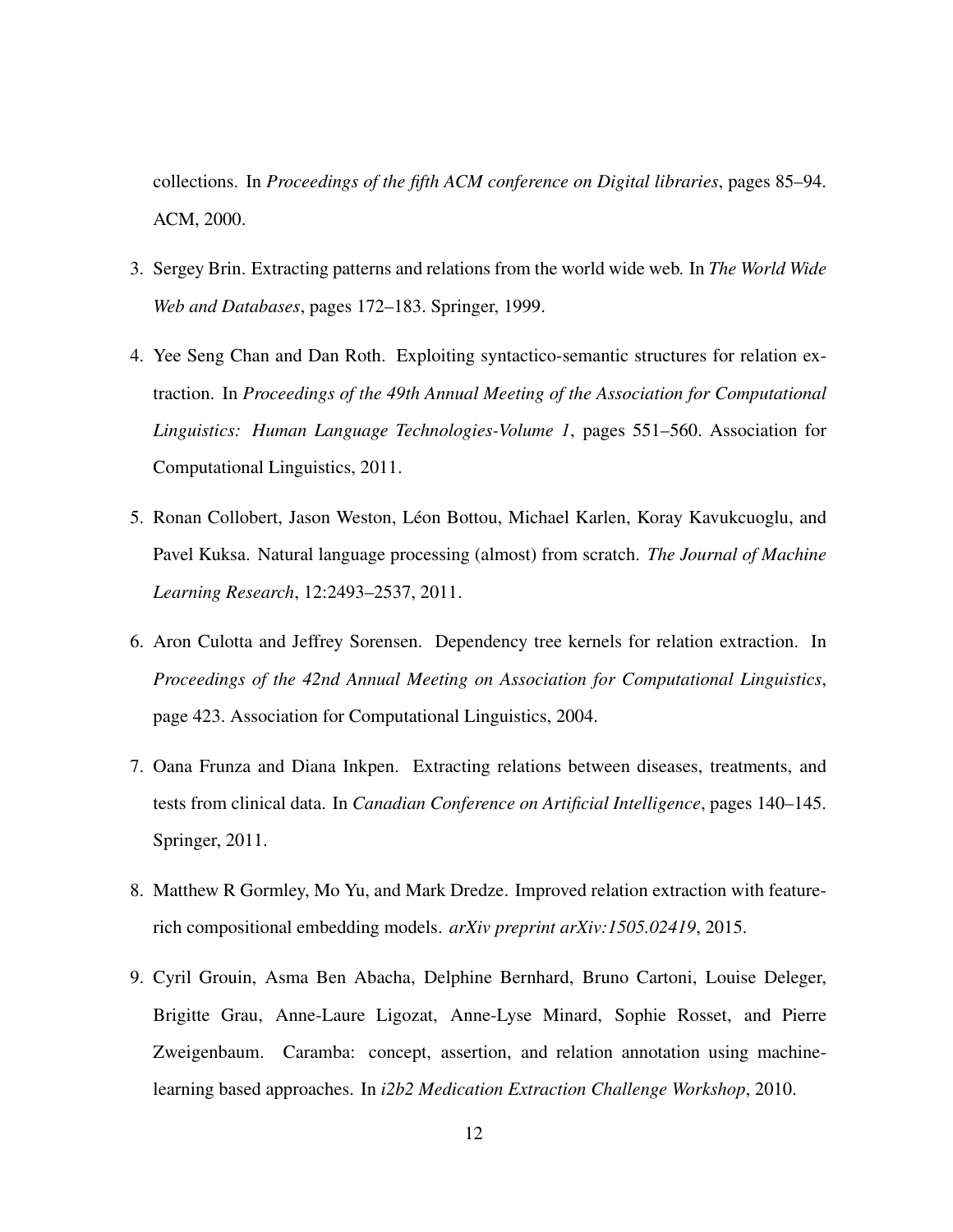collections. In *Proceedings of the fifth ACM conference on Digital libraries*, pages 85–94. ACM, 2000.

3. Sergey Brin. Extracting patterns and relations from the world wide web. In *The World Wide Web and Databases*, pages 172–183. Springer, 1999.

4. Yee Seng Chan and Dan Roth. Exploiting syntactico-semantic structures for relation extraction. In *Proceedings of the 49th Annual Meeting of the Association for Computational Linguistics: Human Language Technologies-Volume 1*, pages 551–560. Association for Computational Linguistics, 2011.

5. Ronan Collobert, Jason Weston, Léon Bottou, Michael Karlen, Koray Kavukcuoglu, and Pavel Kuksa. Natural language processing (almost) from scratch. *The Journal of Machine Learning Research*, 12:2493–2537, 2011.

6. Aron Culotta and Jeffrey Sorensen. Dependency tree kernels for relation extraction. In *Proceedings of the 42nd Annual Meeting on Association for Computational Linguistics*, page 423. Association for Computational Linguistics, 2004.

7. Oana Frunza and Diana Inkpen. Extracting relations between diseases, treatments, and tests from clinical data. In *Canadian Conference on Artificial Intelligence*, pages 140–145. Springer, 2011.

8. Matthew R Gormley, Mo Yu, and Mark Dredze. Improved relation extraction with feature-rich compositional embedding models. *arXiv preprint arXiv:1505.02419*, 2015.

9. Cyril Grouin, Asma Ben Abacha, Delphine Bernhard, Bruno Cartoni, Louise Deleger, Brigitte Grau, Anne-Laure Ligozat, Anne-Lyse Minard, Sophie Rosset, and Pierre Zweigenbaum. Caramba: concept, assertion, and relation annotation using machine-learning based approaches. In *i2b2 Medication Extraction Challenge Workshop*, 2010.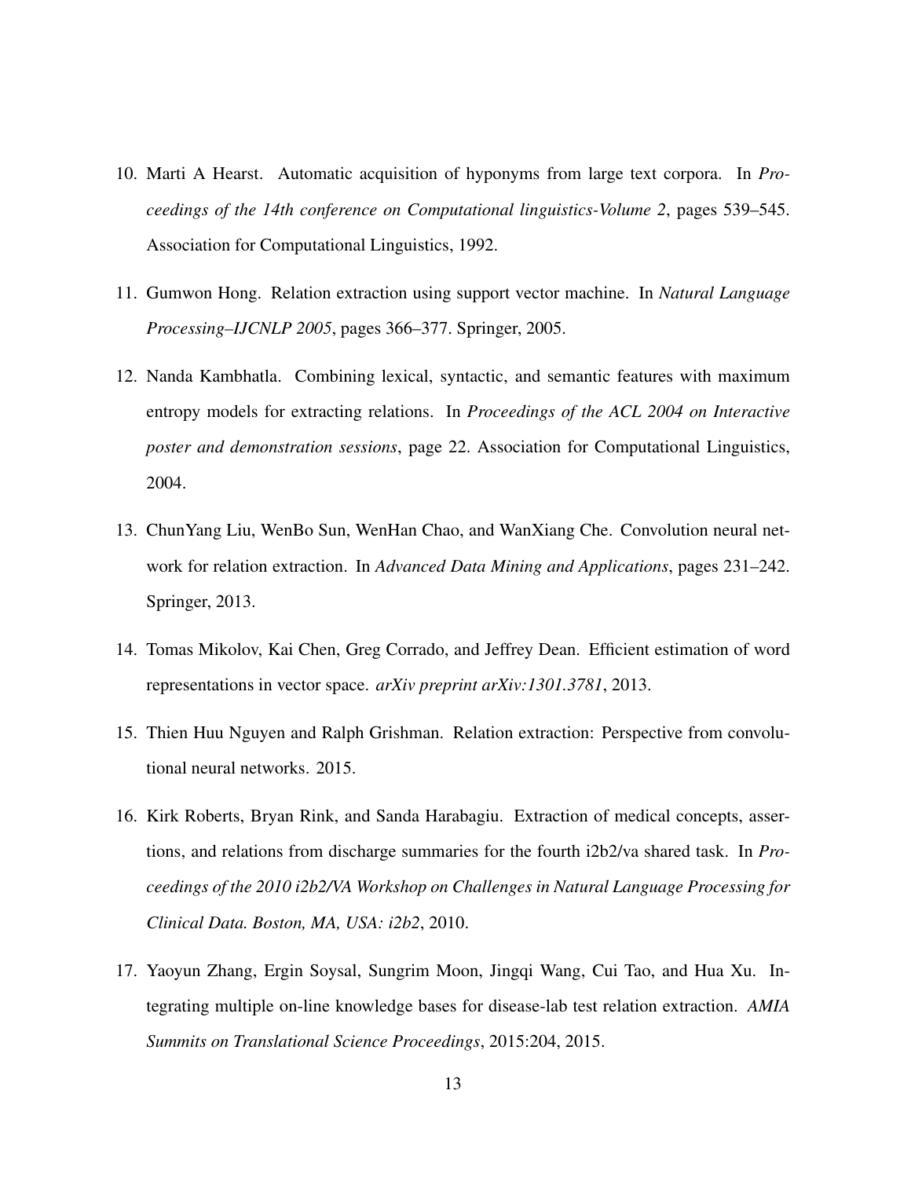10. Marti A Hearst. Automatic acquisition of hyponyms from large text corpora. In *Proceedings of the 14th conference on Computational linguistics-Volume 2*, pages 539–545. Association for Computational Linguistics, 1992.

11. Gumwon Hong. Relation extraction using support vector machine. In *Natural Language Processing–IJCNLP 2005*, pages 366–377. Springer, 2005.

12. Nanda Kambhatla. Combining lexical, syntactic, and semantic features with maximum entropy models for extracting relations. In *Proceedings of the ACL 2004 on Interactive poster and demonstration sessions*, page 22. Association for Computational Linguistics, 2004.

13. ChunYang Liu, WenBo Sun, WenHan Chao, and WanXiang Che. Convolution neural network for relation extraction. In *Advanced Data Mining and Applications*, pages 231–242. Springer, 2013.

14. Tomas Mikolov, Kai Chen, Greg Corrado, and Jeffrey Dean. Efficient estimation of word representations in vector space. *arXiv preprint arXiv:1301.3781*, 2013.

15. Thien Huu Nguyen and Ralph Grishman. Relation extraction: Perspective from convolutional neural networks. 2015.

16. Kirk Roberts, Bryan Rink, and Sanda Harabagiu. Extraction of medical concepts, assertions, and relations from discharge summaries for the fourth i2b2/va shared task. In *Proceedings of the 2010 i2b2/VA Workshop on Challenges in Natural Language Processing for Clinical Data. Boston, MA, USA: i2b2*, 2010.

17. Yaoyun Zhang, Ergin Soysal, Sungrim Moon, Jingqi Wang, Cui Tao, and Hua Xu. Integrating multiple on-line knowledge bases for disease-lab test relation extraction. *AMIA Summits on Translational Science Proceedings*, 2015:204, 2015.